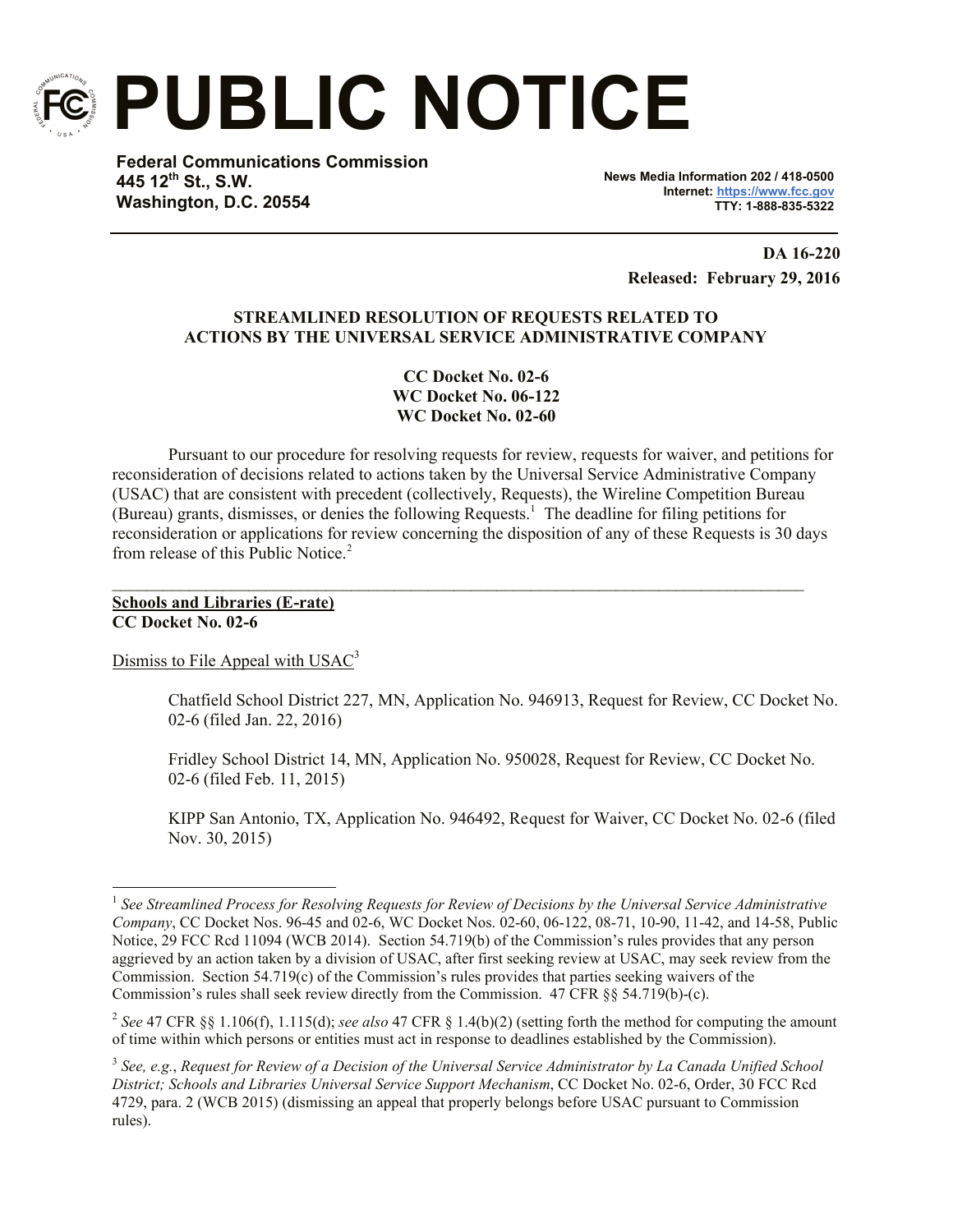# PUBLIC NOTICE

**Federal Communications Commission**
**445 12th St., S.W.**
**Washington, D.C. 20554**

**News Media Information 202 / 418-0500**
**Internet: https://www.fcc.gov**
**TTY: 1-888-835-5322**

**DA 16-220**
**Released: February 29, 2016**

**STREAMLINED RESOLUTION OF REQUESTS RELATED TO ACTIONS BY THE UNIVERSAL SERVICE ADMINISTRATIVE COMPANY**

**CC Docket No. 02-6**
**WC Docket No. 06-122**
**WC Docket No. 02-60**

Pursuant to our procedure for resolving requests for review, requests for waiver, and petitions for reconsideration of decisions related to actions taken by the Universal Service Administrative Company (USAC) that are consistent with precedent (collectively, Requests), the Wireline Competition Bureau (Bureau) grants, dismisses, or denies the following Requests.[1] The deadline for filing petitions for reconsideration or applications for review concerning the disposition of any of these Requests is 30 days from release of this Public Notice.[2]

**Schools and Libraries (E-rate)**
**CC Docket No. 02-6**

Dismiss to File Appeal with USAC[3]

Chatfield School District 227, MN, Application No. 946913, Request for Review, CC Docket No. 02-6 (filed Jan. 22, 2016)

Fridley School District 14, MN, Application No. 950028, Request for Review, CC Docket No. 02-6 (filed Feb. 11, 2015)

KIPP San Antonio, TX, Application No. 946492, Request for Waiver, CC Docket No. 02-6 (filed Nov. 30, 2015)

---

[1] *See Streamlined Process for Resolving Requests for Review of Decisions by the Universal Service Administrative Company*, CC Docket Nos. 96-45 and 02-6, WC Docket Nos. 02-60, 06-122, 08-71, 10-90, 11-42, and 14-58, Public Notice, 29 FCC Rcd 11094 (WCB 2014). Section 54.719(b) of the Commission's rules provides that any person aggrieved by an action taken by a division of USAC, after first seeking review at USAC, may seek review from the Commission. Section 54.719(c) of the Commission's rules provides that parties seeking waivers of the Commission's rules shall seek review directly from the Commission. 47 CFR §§ 54.719(b)-(c).

[2] *See* 47 CFR §§ 1.106(f), 1.115(d); *see also* 47 CFR § 1.4(b)(2) (setting forth the method for computing the amount of time within which persons or entities must act in response to deadlines established by the Commission).

[3] *See, e.g.*, *Request for Review of a Decision of the Universal Service Administrator by La Canada Unified School District; Schools and Libraries Universal Service Support Mechanism*, CC Docket No. 02-6, Order, 30 FCC Rcd 4729, para. 2 (WCB 2015) (dismissing an appeal that properly belongs before USAC pursuant to Commission rules).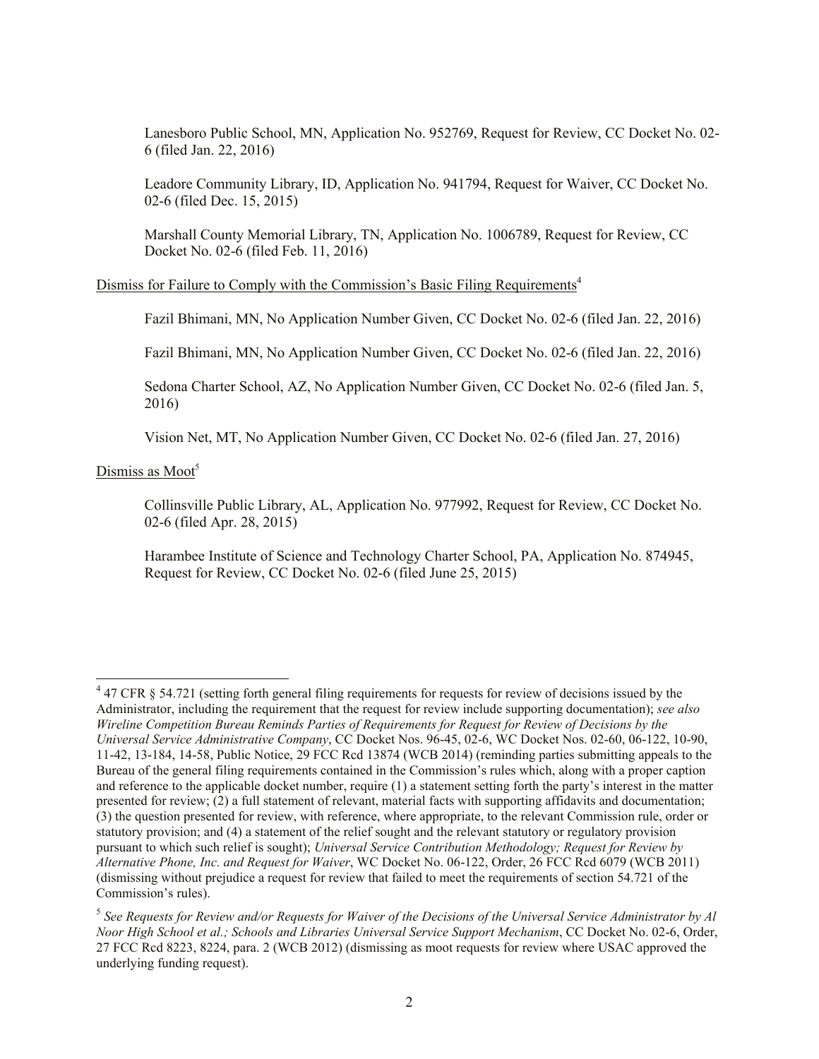Lanesboro Public School, MN, Application No. 952769, Request for Review, CC Docket No. 02-6 (filed Jan. 22, 2016)

Leadore Community Library, ID, Application No. 941794, Request for Waiver, CC Docket No. 02-6 (filed Dec. 15, 2015)

Marshall County Memorial Library, TN, Application No. 1006789, Request for Review, CC Docket No. 02-6 (filed Feb. 11, 2016)

Dismiss for Failure to Comply with the Commission's Basic Filing Requirements[4]

Fazil Bhimani, MN, No Application Number Given, CC Docket No. 02-6 (filed Jan. 22, 2016)

Fazil Bhimani, MN, No Application Number Given, CC Docket No. 02-6 (filed Jan. 22, 2016)

Sedona Charter School, AZ, No Application Number Given, CC Docket No. 02-6 (filed Jan. 5, 2016)

Vision Net, MT, No Application Number Given, CC Docket No. 02-6 (filed Jan. 27, 2016)

Dismiss as Moot[5]

Collinsville Public Library, AL, Application No. 977992, Request for Review, CC Docket No. 02-6 (filed Apr. 28, 2015)

Harambee Institute of Science and Technology Charter School, PA, Application No. 874945, Request for Review, CC Docket No. 02-6 (filed June 25, 2015)

---

[4] 47 CFR § 54.721 (setting forth general filing requirements for requests for review of decisions issued by the Administrator, including the requirement that the request for review include supporting documentation); *see also Wireline Competition Bureau Reminds Parties of Requirements for Request for Review of Decisions by the Universal Service Administrative Company*, CC Docket Nos. 96-45, 02-6, WC Docket Nos. 02-60, 06-122, 10-90, 11-42, 13-184, 14-58, Public Notice, 29 FCC Rcd 13874 (WCB 2014) (reminding parties submitting appeals to the Bureau of the general filing requirements contained in the Commission's rules which, along with a proper caption and reference to the applicable docket number, require (1) a statement setting forth the party's interest in the matter presented for review; (2) a full statement of relevant, material facts with supporting affidavits and documentation; (3) the question presented for review, with reference, where appropriate, to the relevant Commission rule, order or statutory provision; and (4) a statement of the relief sought and the relevant statutory or regulatory provision pursuant to which such relief is sought); *Universal Service Contribution Methodology; Request for Review by Alternative Phone, Inc. and Request for Waiver*, WC Docket No. 06-122, Order, 26 FCC Rcd 6079 (WCB 2011) (dismissing without prejudice a request for review that failed to meet the requirements of section 54.721 of the Commission's rules).

[5] *See Requests for Review and/or Requests for Waiver of the Decisions of the Universal Service Administrator by Al Noor High School et al.; Schools and Libraries Universal Service Support Mechanism*, CC Docket No. 02-6, Order, 27 FCC Rcd 8223, 8224, para. 2 (WCB 2012) (dismissing as moot requests for review where USAC approved the underlying funding request).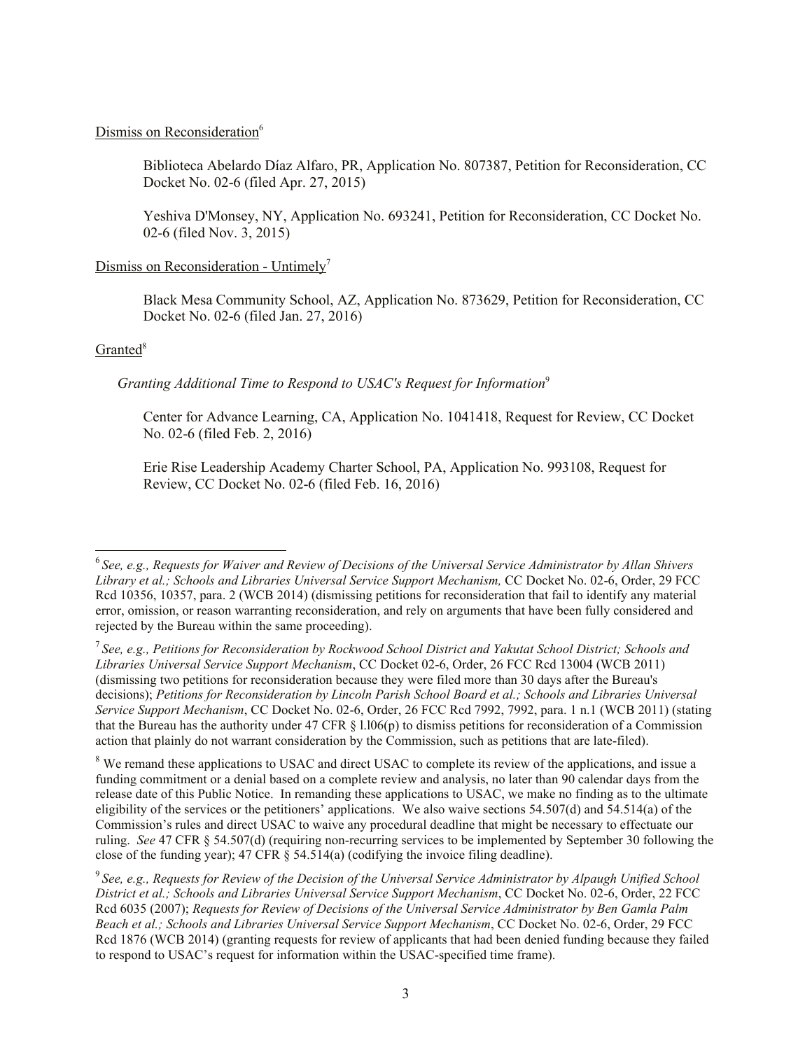Dismiss on Reconsideration[6]

Biblioteca Abelardo Díaz Alfaro, PR, Application No. 807387, Petition for Reconsideration, CC Docket No. 02-6 (filed Apr. 27, 2015)

Yeshiva D'Monsey, NY, Application No. 693241, Petition for Reconsideration, CC Docket No. 02-6 (filed Nov. 3, 2015)

Dismiss on Reconsideration - Untimely[7]

Black Mesa Community School, AZ, Application No. 873629, Petition for Reconsideration, CC Docket No. 02-6 (filed Jan. 27, 2016)

Granted[8]

*Granting Additional Time to Respond to USAC's Request for Information*[9]

Center for Advance Learning, CA, Application No. 1041418, Request for Review, CC Docket No. 02-6 (filed Feb. 2, 2016)

Erie Rise Leadership Academy Charter School, PA, Application No. 993108, Request for Review, CC Docket No. 02-6 (filed Feb. 16, 2016)

---

[6] *See, e.g., Requests for Waiver and Review of Decisions of the Universal Service Administrator by Allan Shivers Library et al.; Schools and Libraries Universal Service Support Mechanism,* CC Docket No. 02-6, Order, 29 FCC Rcd 10356, 10357, para. 2 (WCB 2014) (dismissing petitions for reconsideration that fail to identify any material error, omission, or reason warranting reconsideration, and rely on arguments that have been fully considered and rejected by the Bureau within the same proceeding).

[7] *See, e.g., Petitions for Reconsideration by Rockwood School District and Yakutat School District; Schools and Libraries Universal Service Support Mechanism*, CC Docket 02-6, Order, 26 FCC Rcd 13004 (WCB 2011) (dismissing two petitions for reconsideration because they were filed more than 30 days after the Bureau's decisions); *Petitions for Reconsideration by Lincoln Parish School Board et al.; Schools and Libraries Universal Service Support Mechanism*, CC Docket No. 02-6, Order, 26 FCC Rcd 7992, 7992, para. 1 n.1 (WCB 2011) (stating that the Bureau has the authority under 47 CFR § 1.106(p) to dismiss petitions for reconsideration of a Commission action that plainly do not warrant consideration by the Commission, such as petitions that are late-filed).

[8] We remand these applications to USAC and direct USAC to complete its review of the applications, and issue a funding commitment or a denial based on a complete review and analysis, no later than 90 calendar days from the release date of this Public Notice. In remanding these applications to USAC, we make no finding as to the ultimate eligibility of the services or the petitioners' applications. We also waive sections 54.507(d) and 54.514(a) of the Commission's rules and direct USAC to waive any procedural deadline that might be necessary to effectuate our ruling. *See* 47 CFR § 54.507(d) (requiring non-recurring services to be implemented by September 30 following the close of the funding year); 47 CFR § 54.514(a) (codifying the invoice filing deadline).

[9] *See, e.g., Requests for Review of the Decision of the Universal Service Administrator by Alpaugh Unified School District et al.; Schools and Libraries Universal Service Support Mechanism*, CC Docket No. 02-6, Order, 22 FCC Rcd 6035 (2007); *Requests for Review of Decisions of the Universal Service Administrator by Ben Gamla Palm Beach et al.; Schools and Libraries Universal Service Support Mechanism*, CC Docket No. 02-6, Order, 29 FCC Rcd 1876 (WCB 2014) (granting requests for review of applicants that had been denied funding because they failed to respond to USAC's request for information within the USAC-specified time frame).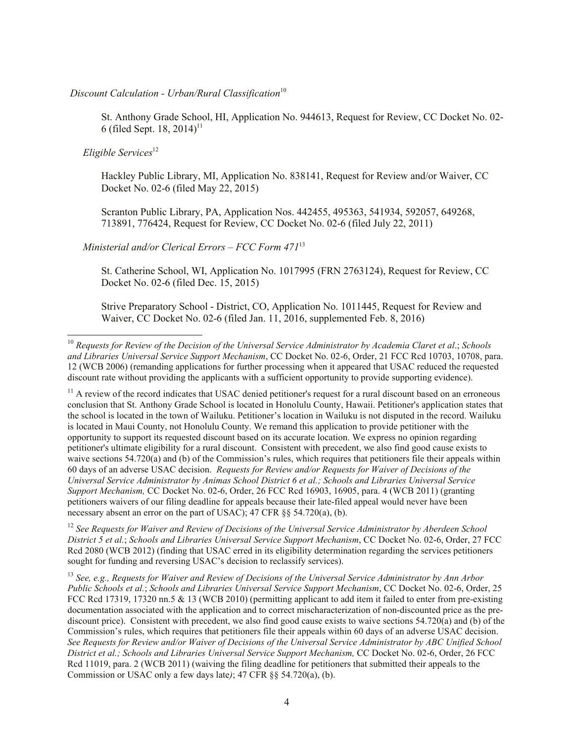*Discount Calculation - Urban/Rural Classification*[10]

St. Anthony Grade School, HI, Application No. 944613, Request for Review, CC Docket No. 02-6 (filed Sept. 18, 2014)[11]

*Eligible Services*[12]

Hackley Public Library, MI, Application No. 838141, Request for Review and/or Waiver, CC Docket No. 02-6 (filed May 22, 2015)

Scranton Public Library, PA, Application Nos. 442455, 495363, 541934, 592057, 649268, 713891, 776424, Request for Review, CC Docket No. 02-6 (filed July 22, 2011)

*Ministerial and/or Clerical Errors – FCC Form 471*[13]

St. Catherine School, WI, Application No. 1017995 (FRN 2763124), Request for Review, CC Docket No. 02-6 (filed Dec. 15, 2015)

Strive Preparatory School - District, CO, Application No. 1011445, Request for Review and Waiver, CC Docket No. 02-6 (filed Jan. 11, 2016, supplemented Feb. 8, 2016)

---

[10] *Requests for Review of the Decision of the Universal Service Administrator by Academia Claret et al.*; *Schools and Libraries Universal Service Support Mechanism*, CC Docket No. 02-6, Order, 21 FCC Rcd 10703, 10708, para. 12 (WCB 2006) (remanding applications for further processing when it appeared that USAC reduced the requested discount rate without providing the applicants with a sufficient opportunity to provide supporting evidence).

[11] A review of the record indicates that USAC denied petitioner's request for a rural discount based on an erroneous conclusion that St. Anthony Grade School is located in Honolulu County, Hawaii. Petitioner's application states that the school is located in the town of Wailuku. Petitioner's location in Wailuku is not disputed in the record. Wailuku is located in Maui County, not Honolulu County. We remand this application to provide petitioner with the opportunity to support its requested discount based on its accurate location. We express no opinion regarding petitioner's ultimate eligibility for a rural discount. Consistent with precedent, we also find good cause exists to waive sections 54.720(a) and (b) of the Commission's rules, which requires that petitioners file their appeals within 60 days of an adverse USAC decision. *Requests for Review and/or Requests for Waiver of Decisions of the Universal Service Administrator by Animas School District 6 et al.; Schools and Libraries Universal Service Support Mechanism,* CC Docket No. 02-6, Order, 26 FCC Rcd 16903, 16905, para. 4 (WCB 2011) (granting petitioners waivers of our filing deadline for appeals because their late-filed appeal would never have been necessary absent an error on the part of USAC); 47 CFR §§ 54.720(a), (b).

[12] *See Requests for Waiver and Review of Decisions of the Universal Service Administrator by Aberdeen School District 5 et al.*; *Schools and Libraries Universal Service Support Mechanism*, CC Docket No. 02-6, Order, 27 FCC Rcd 2080 (WCB 2012) (finding that USAC erred in its eligibility determination regarding the services petitioners sought for funding and reversing USAC's decision to reclassify services).

[13] *See, e.g., Requests for Waiver and Review of Decisions of the Universal Service Administrator by Ann Arbor Public Schools et al.*; *Schools and Libraries Universal Service Support Mechanism*, CC Docket No. 02-6, Order, 25 FCC Rcd 17319, 17320 nn.5 & 13 (WCB 2010) (permitting applicant to add item it failed to enter from pre-existing documentation associated with the application and to correct mischaracterization of non-discounted price as the pre-discount price). Consistent with precedent, we also find good cause exists to waive sections 54.720(a) and (b) of the Commission's rules, which requires that petitioners file their appeals within 60 days of an adverse USAC decision. *See Requests for Review and/or Waiver of Decisions of the Universal Service Administrator by ABC Unified School District et al.; Schools and Libraries Universal Service Support Mechanism,* CC Docket No. 02-6, Order, 26 FCC Rcd 11019, para. 2 (WCB 2011) (waiving the filing deadline for petitioners that submitted their appeals to the Commission or USAC only a few days late); 47 CFR §§ 54.720(a), (b).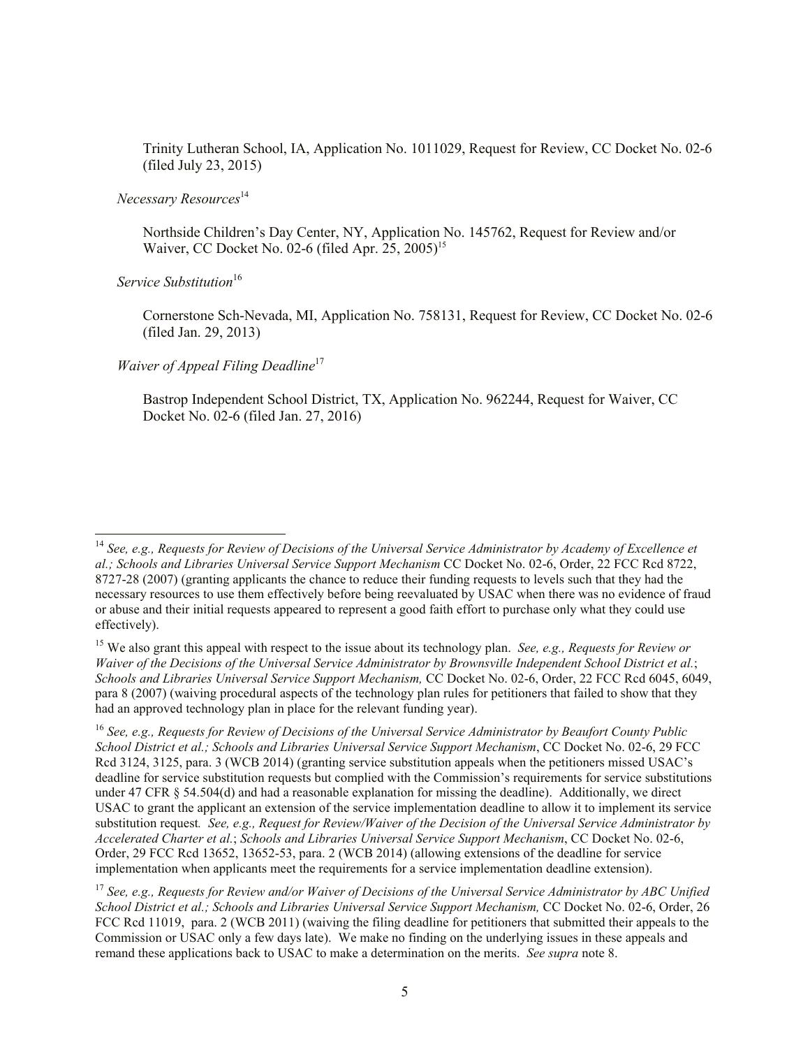Trinity Lutheran School, IA, Application No. 1011029, Request for Review, CC Docket No. 02-6 (filed July 23, 2015)

*Necessary Resources*[14]

Northside Children's Day Center, NY, Application No. 145762, Request for Review and/or Waiver, CC Docket No. 02-6 (filed Apr. 25, 2005)[15]

*Service Substitution*[16]

Cornerstone Sch-Nevada, MI, Application No. 758131, Request for Review, CC Docket No. 02-6 (filed Jan. 29, 2013)

*Waiver of Appeal Filing Deadline*[17]

Bastrop Independent School District, TX, Application No. 962244, Request for Waiver, CC Docket No. 02-6 (filed Jan. 27, 2016)

---

[14] *See, e.g., Requests for Review of Decisions of the Universal Service Administrator by Academy of Excellence et al.; Schools and Libraries Universal Service Support Mechanism* CC Docket No. 02-6, Order, 22 FCC Rcd 8722, 8727-28 (2007) (granting applicants the chance to reduce their funding requests to levels such that they had the necessary resources to use them effectively before being reevaluated by USAC when there was no evidence of fraud or abuse and their initial requests appeared to represent a good faith effort to purchase only what they could use effectively).

[15] We also grant this appeal with respect to the issue about its technology plan. *See, e.g., Requests for Review or Waiver of the Decisions of the Universal Service Administrator by Brownsville Independent School District et al.*; *Schools and Libraries Universal Service Support Mechanism,* CC Docket No. 02-6, Order, 22 FCC Rcd 6045, 6049, para 8 (2007) (waiving procedural aspects of the technology plan rules for petitioners that failed to show that they had an approved technology plan in place for the relevant funding year).

[16] *See, e.g., Requests for Review of Decisions of the Universal Service Administrator by Beaufort County Public School District et al.; Schools and Libraries Universal Service Support Mechanism*, CC Docket No. 02-6, 29 FCC Rcd 3124, 3125, para. 3 (WCB 2014) (granting service substitution appeals when the petitioners missed USAC's deadline for service substitution requests but complied with the Commission's requirements for service substitutions under 47 CFR § 54.504(d) and had a reasonable explanation for missing the deadline). Additionally, we direct USAC to grant the applicant an extension of the service implementation deadline to allow it to implement its service substitution request*. See, e.g., Request for Review/Waiver of the Decision of the Universal Service Administrator by Accelerated Charter et al.*; *Schools and Libraries Universal Service Support Mechanism*, CC Docket No. 02-6, Order, 29 FCC Rcd 13652, 13652-53, para. 2 (WCB 2014) (allowing extensions of the deadline for service implementation when applicants meet the requirements for a service implementation deadline extension).

[17] *See, e.g., Requests for Review and/or Waiver of Decisions of the Universal Service Administrator by ABC Unified School District et al.; Schools and Libraries Universal Service Support Mechanism,* CC Docket No. 02-6, Order, 26 FCC Rcd 11019, para. 2 (WCB 2011) (waiving the filing deadline for petitioners that submitted their appeals to the Commission or USAC only a few days late). We make no finding on the underlying issues in these appeals and remand these applications back to USAC to make a determination on the merits. *See supra* note 8.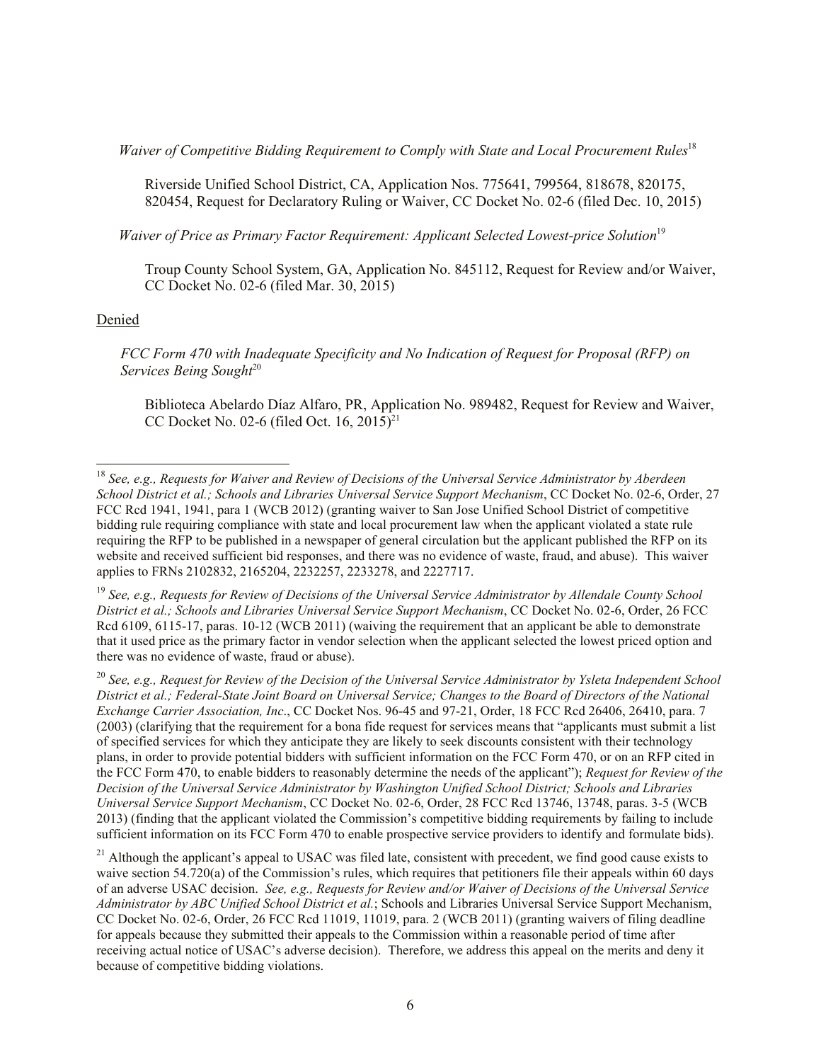*Waiver of Competitive Bidding Requirement to Comply with State and Local Procurement Rules*[18]

Riverside Unified School District, CA, Application Nos. 775641, 799564, 818678, 820175, 820454, Request for Declaratory Ruling or Waiver, CC Docket No. 02-6 (filed Dec. 10, 2015)

*Waiver of Price as Primary Factor Requirement: Applicant Selected Lowest-price Solution*[19]

Troup County School System, GA, Application No. 845112, Request for Review and/or Waiver, CC Docket No. 02-6 (filed Mar. 30, 2015)

Denied

*FCC Form 470 with Inadequate Specificity and No Indication of Request for Proposal (RFP) on Services Being Sought*[20]

Biblioteca Abelardo Díaz Alfaro, PR, Application No. 989482, Request for Review and Waiver, CC Docket No. 02-6 (filed Oct. 16, 2015)[21]

---

[18] *See, e.g., Requests for Waiver and Review of Decisions of the Universal Service Administrator by Aberdeen School District et al.; Schools and Libraries Universal Service Support Mechanism*, CC Docket No. 02-6, Order, 27 FCC Rcd 1941, 1941, para 1 (WCB 2012) (granting waiver to San Jose Unified School District of competitive bidding rule requiring compliance with state and local procurement law when the applicant violated a state rule requiring the RFP to be published in a newspaper of general circulation but the applicant published the RFP on its website and received sufficient bid responses, and there was no evidence of waste, fraud, and abuse). This waiver applies to FRNs 2102832, 2165204, 2232257, 2233278, and 2227717.

[19] *See, e.g., Requests for Review of Decisions of the Universal Service Administrator by Allendale County School District et al.; Schools and Libraries Universal Service Support Mechanism*, CC Docket No. 02-6, Order, 26 FCC Rcd 6109, 6115-17, paras. 10-12 (WCB 2011) (waiving the requirement that an applicant be able to demonstrate that it used price as the primary factor in vendor selection when the applicant selected the lowest priced option and there was no evidence of waste, fraud or abuse).

[20] *See, e.g., Request for Review of the Decision of the Universal Service Administrator by Ysleta Independent School District et al.; Federal-State Joint Board on Universal Service; Changes to the Board of Directors of the National Exchange Carrier Association, Inc*., CC Docket Nos. 96-45 and 97-21, Order, 18 FCC Rcd 26406, 26410, para. 7 (2003) (clarifying that the requirement for a bona fide request for services means that "applicants must submit a list of specified services for which they anticipate they are likely to seek discounts consistent with their technology plans, in order to provide potential bidders with sufficient information on the FCC Form 470, or on an RFP cited in the FCC Form 470, to enable bidders to reasonably determine the needs of the applicant"); *Request for Review of the Decision of the Universal Service Administrator by Washington Unified School District; Schools and Libraries Universal Service Support Mechanism*, CC Docket No. 02-6, Order, 28 FCC Rcd 13746, 13748, paras. 3-5 (WCB 2013) (finding that the applicant violated the Commission's competitive bidding requirements by failing to include sufficient information on its FCC Form 470 to enable prospective service providers to identify and formulate bids).

[21] Although the applicant's appeal to USAC was filed late, consistent with precedent, we find good cause exists to waive section 54.720(a) of the Commission's rules, which requires that petitioners file their appeals within 60 days of an adverse USAC decision. *See, e.g., Requests for Review and/or Waiver of Decisions of the Universal Service Administrator by ABC Unified School District et al.*; Schools and Libraries Universal Service Support Mechanism, CC Docket No. 02-6, Order, 26 FCC Rcd 11019, 11019, para. 2 (WCB 2011) (granting waivers of filing deadline for appeals because they submitted their appeals to the Commission within a reasonable period of time after receiving actual notice of USAC's adverse decision). Therefore, we address this appeal on the merits and deny it because of competitive bidding violations.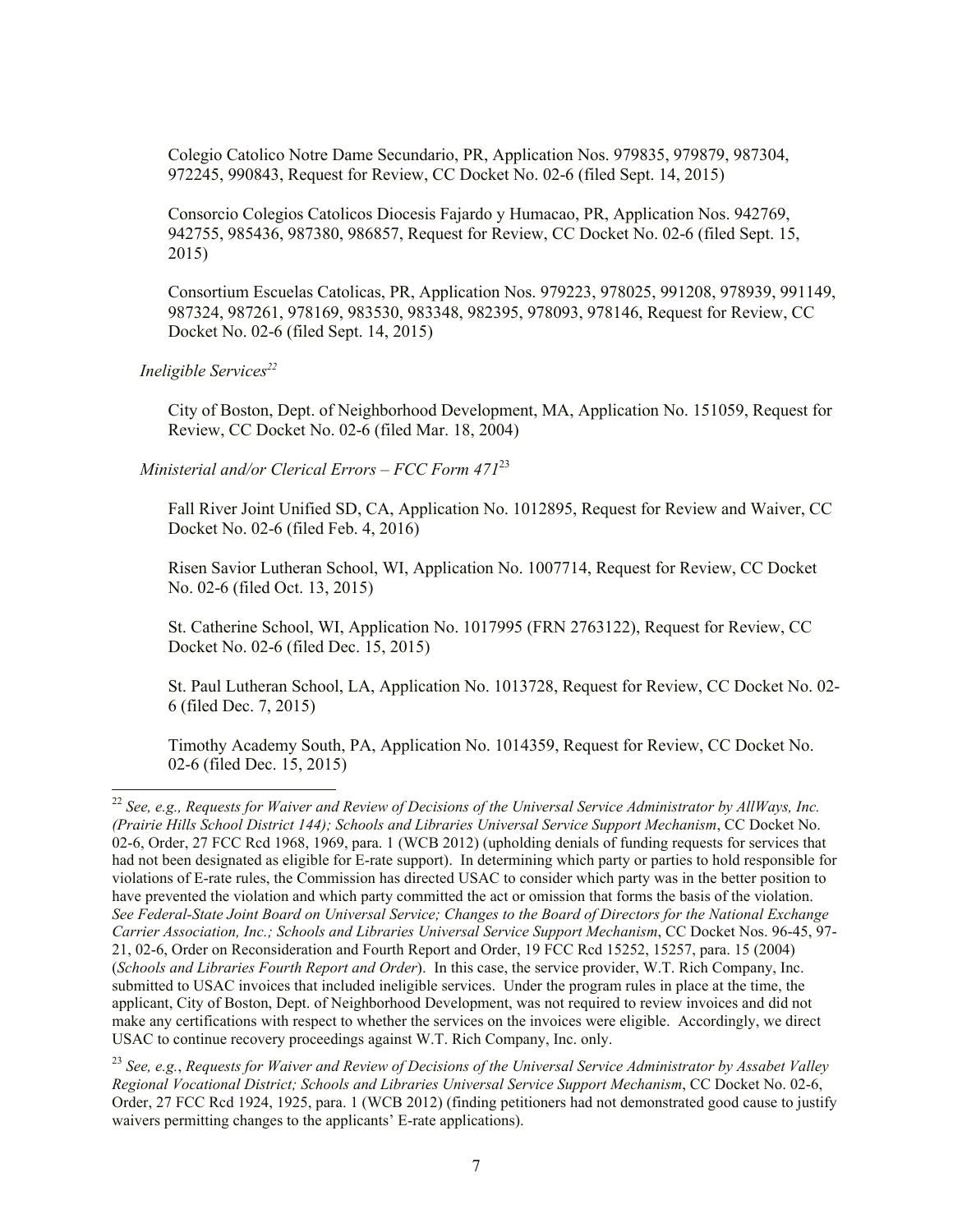Colegio Catolico Notre Dame Secundario, PR, Application Nos. 979835, 979879, 987304, 972245, 990843, Request for Review, CC Docket No. 02-6 (filed Sept. 14, 2015)

Consorcio Colegios Catolicos Diocesis Fajardo y Humacao, PR, Application Nos. 942769, 942755, 985436, 987380, 986857, Request for Review, CC Docket No. 02-6 (filed Sept. 15, 2015)

Consortium Escuelas Catolicas, PR, Application Nos. 979223, 978025, 991208, 978939, 991149, 987324, 987261, 978169, 983530, 983348, 982395, 978093, 978146, Request for Review, CC Docket No. 02-6 (filed Sept. 14, 2015)

*Ineligible Services*[22]

City of Boston, Dept. of Neighborhood Development, MA, Application No. 151059, Request for Review, CC Docket No. 02-6 (filed Mar. 18, 2004)

*Ministerial and/or Clerical Errors – FCC Form 471*[23]

Fall River Joint Unified SD, CA, Application No. 1012895, Request for Review and Waiver, CC Docket No. 02-6 (filed Feb. 4, 2016)

Risen Savior Lutheran School, WI, Application No. 1007714, Request for Review, CC Docket No. 02-6 (filed Oct. 13, 2015)

St. Catherine School, WI, Application No. 1017995 (FRN 2763122), Request for Review, CC Docket No. 02-6 (filed Dec. 15, 2015)

St. Paul Lutheran School, LA, Application No. 1013728, Request for Review, CC Docket No. 02-6 (filed Dec. 7, 2015)

Timothy Academy South, PA, Application No. 1014359, Request for Review, CC Docket No. 02-6 (filed Dec. 15, 2015)

---

[22] *See, e.g., Requests for Waiver and Review of Decisions of the Universal Service Administrator by AllWays, Inc. (Prairie Hills School District 144); Schools and Libraries Universal Service Support Mechanism*, CC Docket No. 02-6, Order, 27 FCC Rcd 1968, 1969, para. 1 (WCB 2012) (upholding denials of funding requests for services that had not been designated as eligible for E-rate support). In determining which party or parties to hold responsible for violations of E-rate rules, the Commission has directed USAC to consider which party was in the better position to have prevented the violation and which party committed the act or omission that forms the basis of the violation. *See Federal-State Joint Board on Universal Service; Changes to the Board of Directors for the National Exchange Carrier Association, Inc.; Schools and Libraries Universal Service Support Mechanism*, CC Docket Nos. 96-45, 97-21, 02-6, Order on Reconsideration and Fourth Report and Order, 19 FCC Rcd 15252, 15257, para. 15 (2004) (*Schools and Libraries Fourth Report and Order*). In this case, the service provider, W.T. Rich Company, Inc. submitted to USAC invoices that included ineligible services. Under the program rules in place at the time, the applicant, City of Boston, Dept. of Neighborhood Development, was not required to review invoices and did not make any certifications with respect to whether the services on the invoices were eligible. Accordingly, we direct USAC to continue recovery proceedings against W.T. Rich Company, Inc. only.

[23] *See, e.g.*, *Requests for Waiver and Review of Decisions of the Universal Service Administrator by Assabet Valley Regional Vocational District; Schools and Libraries Universal Service Support Mechanism*, CC Docket No. 02-6, Order, 27 FCC Rcd 1924, 1925, para. 1 (WCB 2012) (finding petitioners had not demonstrated good cause to justify waivers permitting changes to the applicants' E-rate applications).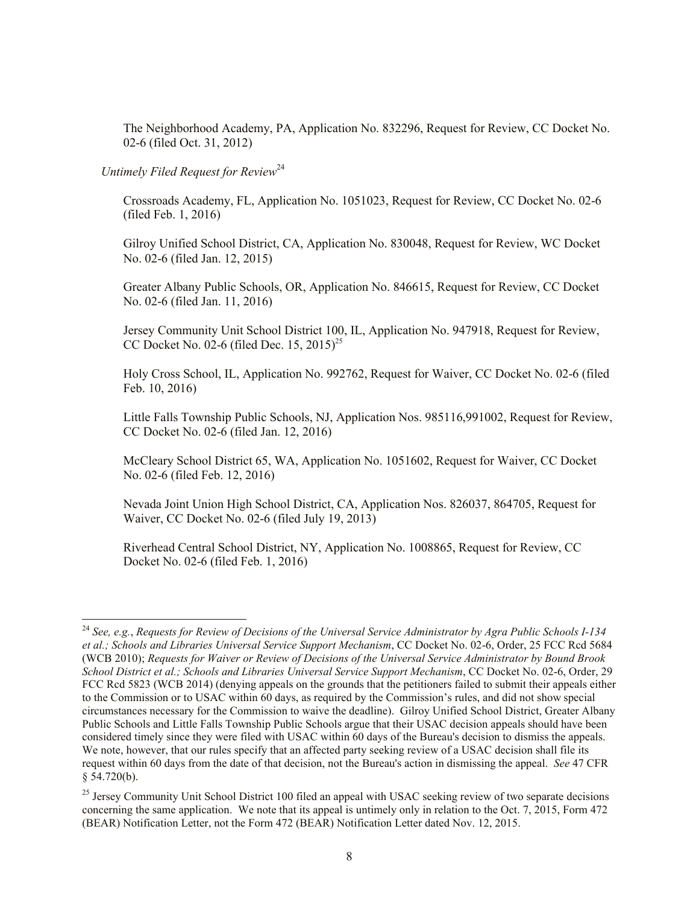The Neighborhood Academy, PA, Application No. 832296, Request for Review, CC Docket No. 02-6 (filed Oct. 31, 2012)

*Untimely Filed Request for Review*[24]

Crossroads Academy, FL, Application No. 1051023, Request for Review, CC Docket No. 02-6 (filed Feb. 1, 2016)

Gilroy Unified School District, CA, Application No. 830048, Request for Review, WC Docket No. 02-6 (filed Jan. 12, 2015)

Greater Albany Public Schools, OR, Application No. 846615, Request for Review, CC Docket No. 02-6 (filed Jan. 11, 2016)

Jersey Community Unit School District 100, IL, Application No. 947918, Request for Review, CC Docket No. 02-6 (filed Dec. 15, 2015)[25]

Holy Cross School, IL, Application No. 992762, Request for Waiver, CC Docket No. 02-6 (filed Feb. 10, 2016)

Little Falls Township Public Schools, NJ, Application Nos. 985116,991002, Request for Review, CC Docket No. 02-6 (filed Jan. 12, 2016)

McCleary School District 65, WA, Application No. 1051602, Request for Waiver, CC Docket No. 02-6 (filed Feb. 12, 2016)

Nevada Joint Union High School District, CA, Application Nos. 826037, 864705, Request for Waiver, CC Docket No. 02-6 (filed July 19, 2013)

Riverhead Central School District, NY, Application No. 1008865, Request for Review, CC Docket No. 02-6 (filed Feb. 1, 2016)

---

[24] *See, e.g.*, *Requests for Review of Decisions of the Universal Service Administrator by Agra Public Schools I-134 et al.; Schools and Libraries Universal Service Support Mechanism*, CC Docket No. 02-6, Order, 25 FCC Rcd 5684 (WCB 2010); *Requests for Waiver or Review of Decisions of the Universal Service Administrator by Bound Brook School District et al.; Schools and Libraries Universal Service Support Mechanism*, CC Docket No. 02-6, Order, 29 FCC Rcd 5823 (WCB 2014) (denying appeals on the grounds that the petitioners failed to submit their appeals either to the Commission or to USAC within 60 days, as required by the Commission's rules, and did not show special circumstances necessary for the Commission to waive the deadline). Gilroy Unified School District, Greater Albany Public Schools and Little Falls Township Public Schools argue that their USAC decision appeals should have been considered timely since they were filed with USAC within 60 days of the Bureau's decision to dismiss the appeals. We note, however, that our rules specify that an affected party seeking review of a USAC decision shall file its request within 60 days from the date of that decision, not the Bureau's action in dismissing the appeal. *See* 47 CFR § 54.720(b).

[25] Jersey Community Unit School District 100 filed an appeal with USAC seeking review of two separate decisions concerning the same application. We note that its appeal is untimely only in relation to the Oct. 7, 2015, Form 472 (BEAR) Notification Letter, not the Form 472 (BEAR) Notification Letter dated Nov. 12, 2015.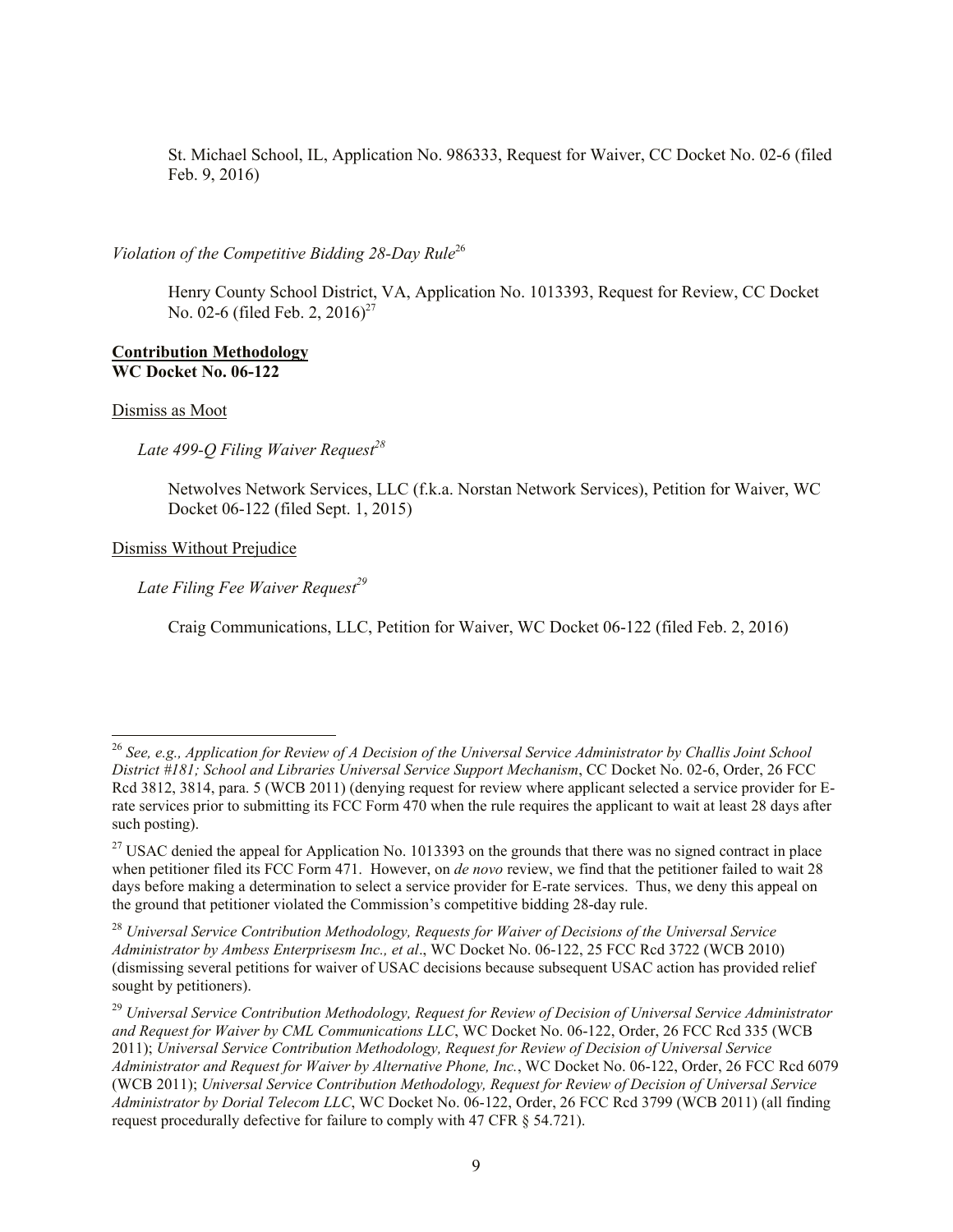St. Michael School, IL, Application No. 986333, Request for Waiver, CC Docket No. 02-6 (filed Feb. 9, 2016)

*Violation of the Competitive Bidding 28-Day Rule*[26]

Henry County School District, VA, Application No. 1013393, Request for Review, CC Docket No. 02-6 (filed Feb. 2, 2016)[27]

**Contribution Methodology**
**WC Docket No. 06-122**

Dismiss as Moot

*Late 499-Q Filing Waiver Request*[28]

Netwolves Network Services, LLC (f.k.a. Norstan Network Services), Petition for Waiver, WC Docket 06-122 (filed Sept. 1, 2015)

Dismiss Without Prejudice

*Late Filing Fee Waiver Request*[29]

Craig Communications, LLC, Petition for Waiver, WC Docket 06-122 (filed Feb. 2, 2016)

---

[26] *See, e.g., Application for Review of A Decision of the Universal Service Administrator by Challis Joint School District #181; School and Libraries Universal Service Support Mechanism*, CC Docket No. 02-6, Order, 26 FCC Rcd 3812, 3814, para. 5 (WCB 2011) (denying request for review where applicant selected a service provider for E-rate services prior to submitting its FCC Form 470 when the rule requires the applicant to wait at least 28 days after such posting).

[27] USAC denied the appeal for Application No. 1013393 on the grounds that there was no signed contract in place when petitioner filed its FCC Form 471. However, on *de novo* review, we find that the petitioner failed to wait 28 days before making a determination to select a service provider for E-rate services. Thus, we deny this appeal on the ground that petitioner violated the Commission's competitive bidding 28-day rule.

[28] *Universal Service Contribution Methodology, Requests for Waiver of Decisions of the Universal Service Administrator by Ambess Enterprisesm Inc., et al*., WC Docket No. 06-122, 25 FCC Rcd 3722 (WCB 2010) (dismissing several petitions for waiver of USAC decisions because subsequent USAC action has provided relief sought by petitioners).

[29] *Universal Service Contribution Methodology, Request for Review of Decision of Universal Service Administrator and Request for Waiver by CML Communications LLC*, WC Docket No. 06-122, Order, 26 FCC Rcd 335 (WCB 2011); *Universal Service Contribution Methodology, Request for Review of Decision of Universal Service Administrator and Request for Waiver by Alternative Phone, Inc.*, WC Docket No. 06-122, Order, 26 FCC Rcd 6079 (WCB 2011); *Universal Service Contribution Methodology, Request for Review of Decision of Universal Service Administrator by Dorial Telecom LLC*, WC Docket No. 06-122, Order, 26 FCC Rcd 3799 (WCB 2011) (all finding request procedurally defective for failure to comply with 47 CFR § 54.721).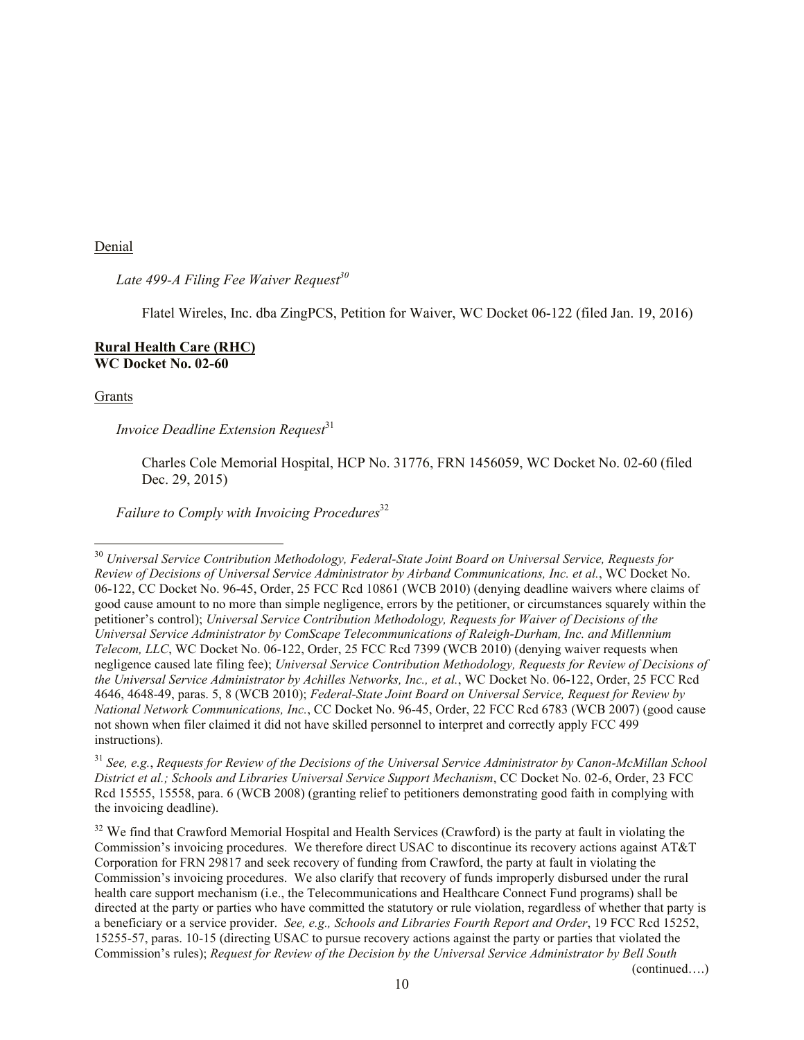Denial

*Late 499-A Filing Fee Waiver Request*[30]

Flatel Wireles, Inc. dba ZingPCS, Petition for Waiver, WC Docket 06-122 (filed Jan. 19, 2016)

**Rural Health Care (RHC)**
**WC Docket No. 02-60**

Grants

*Invoice Deadline Extension Request*[31]

Charles Cole Memorial Hospital, HCP No. 31776, FRN 1456059, WC Docket No. 02-60 (filed Dec. 29, 2015)

*Failure to Comply with Invoicing Procedures*[32]

---

[30] *Universal Service Contribution Methodology, Federal-State Joint Board on Universal Service, Requests for Review of Decisions of Universal Service Administrator by Airband Communications, Inc. et al.*, WC Docket No. 06-122, CC Docket No. 96-45, Order, 25 FCC Rcd 10861 (WCB 2010) (denying deadline waivers where claims of good cause amount to no more than simple negligence, errors by the petitioner, or circumstances squarely within the petitioner's control); *Universal Service Contribution Methodology, Requests for Waiver of Decisions of the Universal Service Administrator by ComScape Telecommunications of Raleigh-Durham, Inc. and Millennium Telecom, LLC*, WC Docket No. 06-122, Order, 25 FCC Rcd 7399 (WCB 2010) (denying waiver requests when negligence caused late filing fee); *Universal Service Contribution Methodology, Requests for Review of Decisions of the Universal Service Administrator by Achilles Networks, Inc., et al.*, WC Docket No. 06-122, Order, 25 FCC Rcd 4646, 4648-49, paras. 5, 8 (WCB 2010); *Federal-State Joint Board on Universal Service, Request for Review by National Network Communications, Inc.*, CC Docket No. 96-45, Order, 22 FCC Rcd 6783 (WCB 2007) (good cause not shown when filer claimed it did not have skilled personnel to interpret and correctly apply FCC 499 instructions).

[31] *See, e.g.*, *Requests for Review of the Decisions of the Universal Service Administrator by Canon-McMillan School District et al.; Schools and Libraries Universal Service Support Mechanism*, CC Docket No. 02-6, Order, 23 FCC Rcd 15555, 15558, para. 6 (WCB 2008) (granting relief to petitioners demonstrating good faith in complying with the invoicing deadline).

[32] We find that Crawford Memorial Hospital and Health Services (Crawford) is the party at fault in violating the Commission's invoicing procedures. We therefore direct USAC to discontinue its recovery actions against AT&T Corporation for FRN 29817 and seek recovery of funding from Crawford, the party at fault in violating the Commission's invoicing procedures. We also clarify that recovery of funds improperly disbursed under the rural health care support mechanism (i.e., the Telecommunications and Healthcare Connect Fund programs) shall be directed at the party or parties who have committed the statutory or rule violation, regardless of whether that party is a beneficiary or a service provider. *See, e.g., Schools and Libraries Fourth Report and Order*, 19 FCC Rcd 15252, 15255-57, paras. 10-15 (directing USAC to pursue recovery actions against the party or parties that violated the Commission's rules); *Request for Review of the Decision by the Universal Service Administrator by Bell South*

(continued….)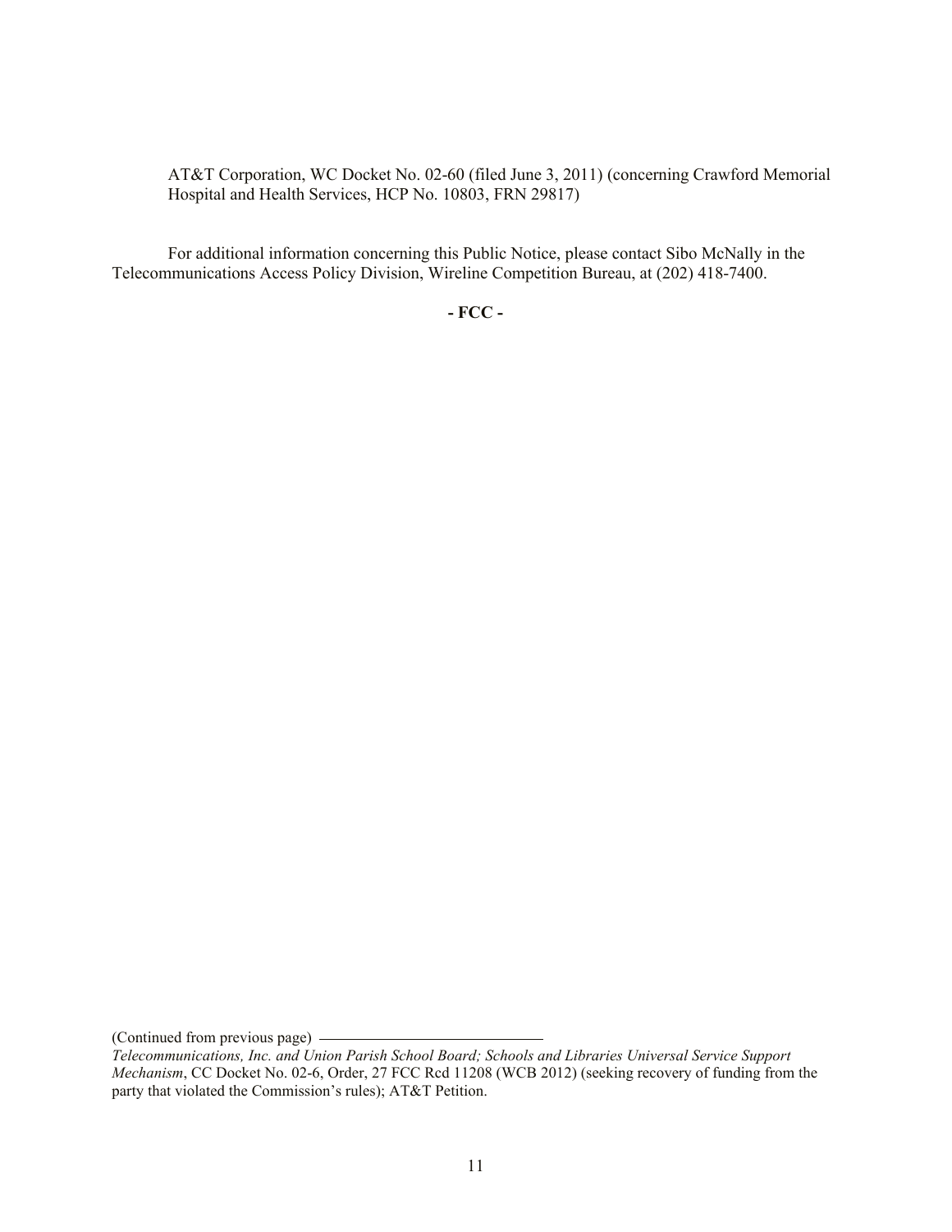AT&T Corporation, WC Docket No. 02-60 (filed June 3, 2011) (concerning Crawford Memorial Hospital and Health Services, HCP No. 10803, FRN 29817)

For additional information concerning this Public Notice, please contact Sibo McNally in the Telecommunications Access Policy Division, Wireline Competition Bureau, at (202) 418-7400.

**- FCC -**

(Continued from previous page)

*Telecommunications, Inc. and Union Parish School Board; Schools and Libraries Universal Service Support Mechanism*, CC Docket No. 02-6, Order, 27 FCC Rcd 11208 (WCB 2012) (seeking recovery of funding from the party that violated the Commission's rules); AT&T Petition.